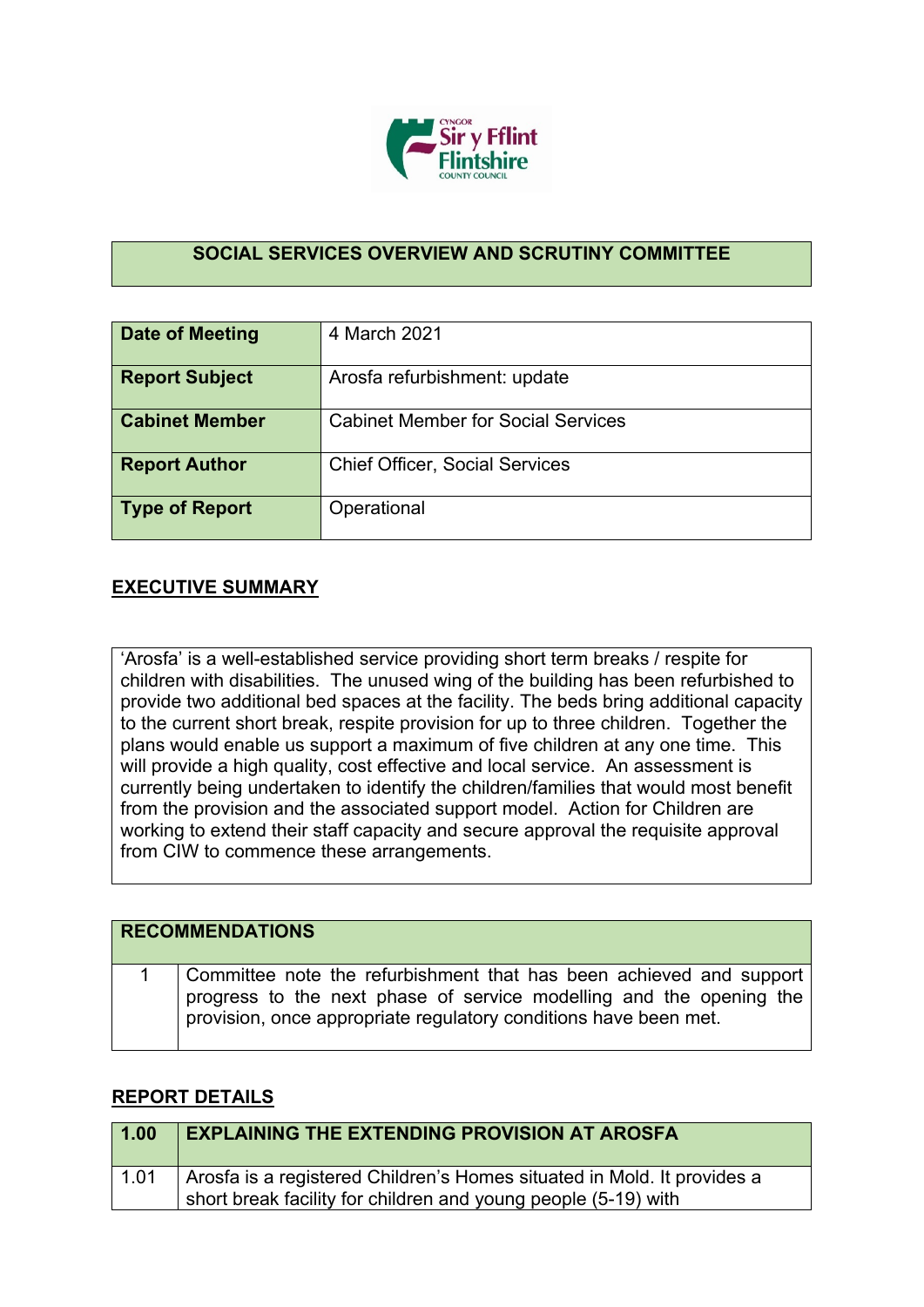## SOCIAL SERVICES OVERVIEW AND SCRUTINY COMMITTEE

| | |
|---|---|
| **Date of Meeting** | 4 March 2021 |
| **Report Subject** | Arosfa refurbishment: update |
| **Cabinet Member** | Cabinet Member for Social Services |
| **Report Author** | Chief Officer, Social Services |
| **Type of Report** | Operational |

## EXECUTIVE SUMMARY

'Arosfa' is a well-established service providing short term breaks / respite for children with disabilities. The unused wing of the building has been refurbished to provide two additional bed spaces at the facility. The beds bring additional capacity to the current short break, respite provision for up to three children. Together the plans would enable us support a maximum of five children at any one time. This will provide a high quality, cost effective and local service. An assessment is currently being undertaken to identify the children/families that would most benefit from the provision and the associated support model. Action for Children are working to extend their staff capacity and secure approval the requisite approval from CIW to commence these arrangements.

| RECOMMENDATIONS | |
|---|---|
| 1 | Committee note the refurbishment that has been achieved and support progress to the next phase of service modelling and the opening the provision, once appropriate regulatory conditions have been met. |

## REPORT DETAILS

| 1.00 | EXPLAINING THE EXTENDING PROVISION AT AROSFA |
|---|---|
| 1.01 | Arosfa is a registered Children's Homes situated in Mold. It provides a short break facility for children and young people (5-19) with |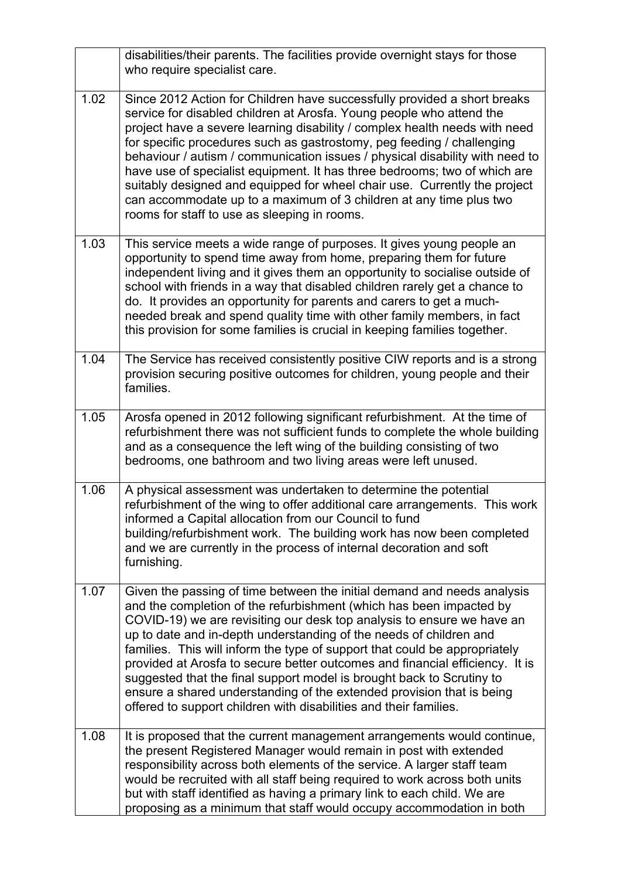| | |
|---|---|
| | disabilities/their parents. The facilities provide overnight stays for those who require specialist care. |
| 1.02 | Since 2012 Action for Children have successfully provided a short breaks service for disabled children at Arosfa. Young people who attend the project have a severe learning disability / complex health needs with need for specific procedures such as gastrostomy, peg feeding / challenging behaviour / autism / communication issues / physical disability with need to have use of specialist equipment. It has three bedrooms; two of which are suitably designed and equipped for wheel chair use. Currently the project can accommodate up to a maximum of 3 children at any time plus two rooms for staff to use as sleeping in rooms. |
| 1.03 | This service meets a wide range of purposes. It gives young people an opportunity to spend time away from home, preparing them for future independent living and it gives them an opportunity to socialise outside of school with friends in a way that disabled children rarely get a chance to do. It provides an opportunity for parents and carers to get a much-needed break and spend quality time with other family members, in fact this provision for some families is crucial in keeping families together. |
| 1.04 | The Service has received consistently positive CIW reports and is a strong provision securing positive outcomes for children, young people and their families. |
| 1.05 | Arosfa opened in 2012 following significant refurbishment. At the time of refurbishment there was not sufficient funds to complete the whole building and as a consequence the left wing of the building consisting of two bedrooms, one bathroom and two living areas were left unused. |
| 1.06 | A physical assessment was undertaken to determine the potential refurbishment of the wing to offer additional care arrangements. This work informed a Capital allocation from our Council to fund building/refurbishment work. The building work has now been completed and we are currently in the process of internal decoration and soft furnishing. |
| 1.07 | Given the passing of time between the initial demand and needs analysis and the completion of the refurbishment (which has been impacted by COVID-19) we are revisiting our desk top analysis to ensure we have an up to date and in-depth understanding of the needs of children and families. This will inform the type of support that could be appropriately provided at Arosfa to secure better outcomes and financial efficiency. It is suggested that the final support model is brought back to Scrutiny to ensure a shared understanding of the extended provision that is being offered to support children with disabilities and their families. |
| 1.08 | It is proposed that the current management arrangements would continue, the present Registered Manager would remain in post with extended responsibility across both elements of the service. A larger staff team would be recruited with all staff being required to work across both units but with staff identified as having a primary link to each child. We are proposing as a minimum that staff would occupy accommodation in both |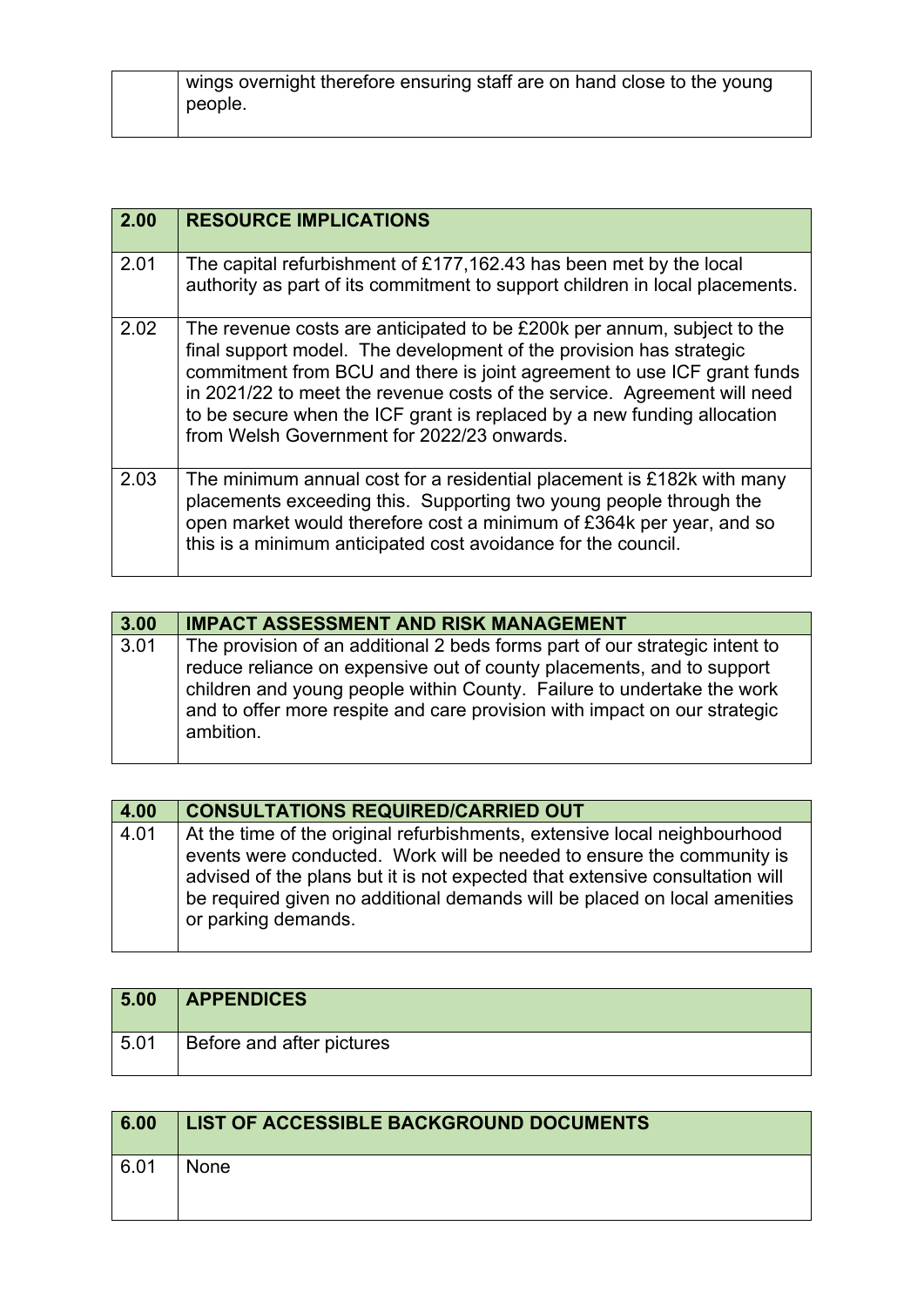| | wings overnight therefore ensuring staff are on hand close to the young people. |
|---|---|

| 2.00 | RESOURCE IMPLICATIONS |
|---|---|
| 2.01 | The capital refurbishment of £177,162.43 has been met by the local authority as part of its commitment to support children in local placements. |
| 2.02 | The revenue costs are anticipated to be £200k per annum, subject to the final support model. The development of the provision has strategic commitment from BCU and there is joint agreement to use ICF grant funds in 2021/22 to meet the revenue costs of the service. Agreement will need to be secure when the ICF grant is replaced by a new funding allocation from Welsh Government for 2022/23 onwards. |
| 2.03 | The minimum annual cost for a residential placement is £182k with many placements exceeding this. Supporting two young people through the open market would therefore cost a minimum of £364k per year, and so this is a minimum anticipated cost avoidance for the council. |

| 3.00 | IMPACT ASSESSMENT AND RISK MANAGEMENT |
|---|---|
| 3.01 | The provision of an additional 2 beds forms part of our strategic intent to reduce reliance on expensive out of county placements, and to support children and young people within County. Failure to undertake the work and to offer more respite and care provision with impact on our strategic ambition. |

| 4.00 | CONSULTATIONS REQUIRED/CARRIED OUT |
|---|---|
| 4.01 | At the time of the original refurbishments, extensive local neighbourhood events were conducted. Work will be needed to ensure the community is advised of the plans but it is not expected that extensive consultation will be required given no additional demands will be placed on local amenities or parking demands. |

| 5.00 | APPENDICES |
|---|---|
| 5.01 | Before and after pictures |

| 6.00 | LIST OF ACCESSIBLE BACKGROUND DOCUMENTS |
|---|---|
| 6.01 | None |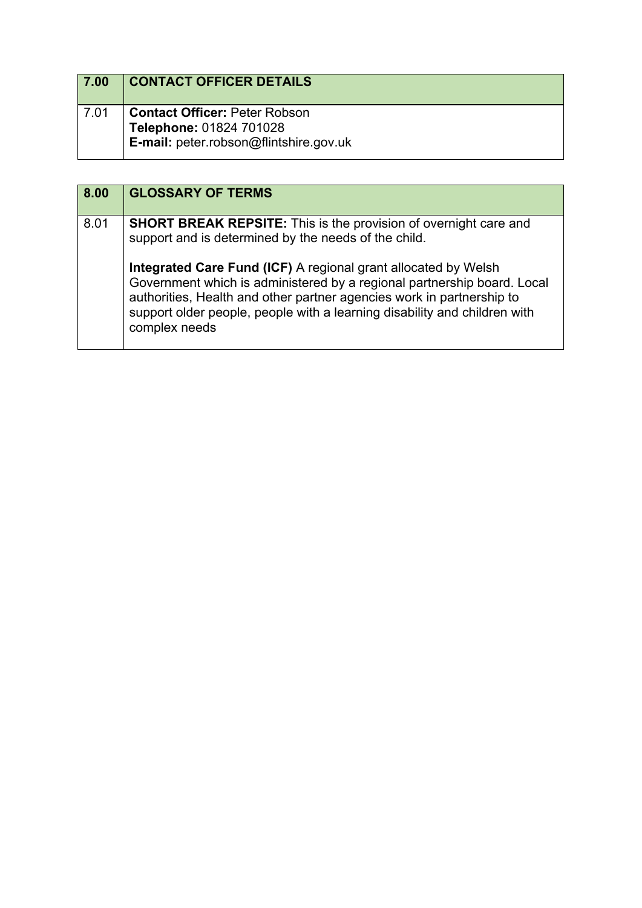| 7.00 | CONTACT OFFICER DETAILS |
| --- | --- |
| 7.01 | **Contact Officer:** Peter Robson<br>**Telephone:** 01824 701028<br>**E-mail:** peter.robson@flintshire.gov.uk |

| 8.00 | GLOSSARY OF TERMS |
| --- | --- |
| 8.01 | **SHORT BREAK REPSITE:** This is the provision of overnight care and support and is determined by the needs of the child.<br><br>**Integrated Care Fund (ICF)** A regional grant allocated by Welsh Government which is administered by a regional partnership board. Local authorities, Health and other partner agencies work in partnership to support older people, people with a learning disability and children with complex needs |